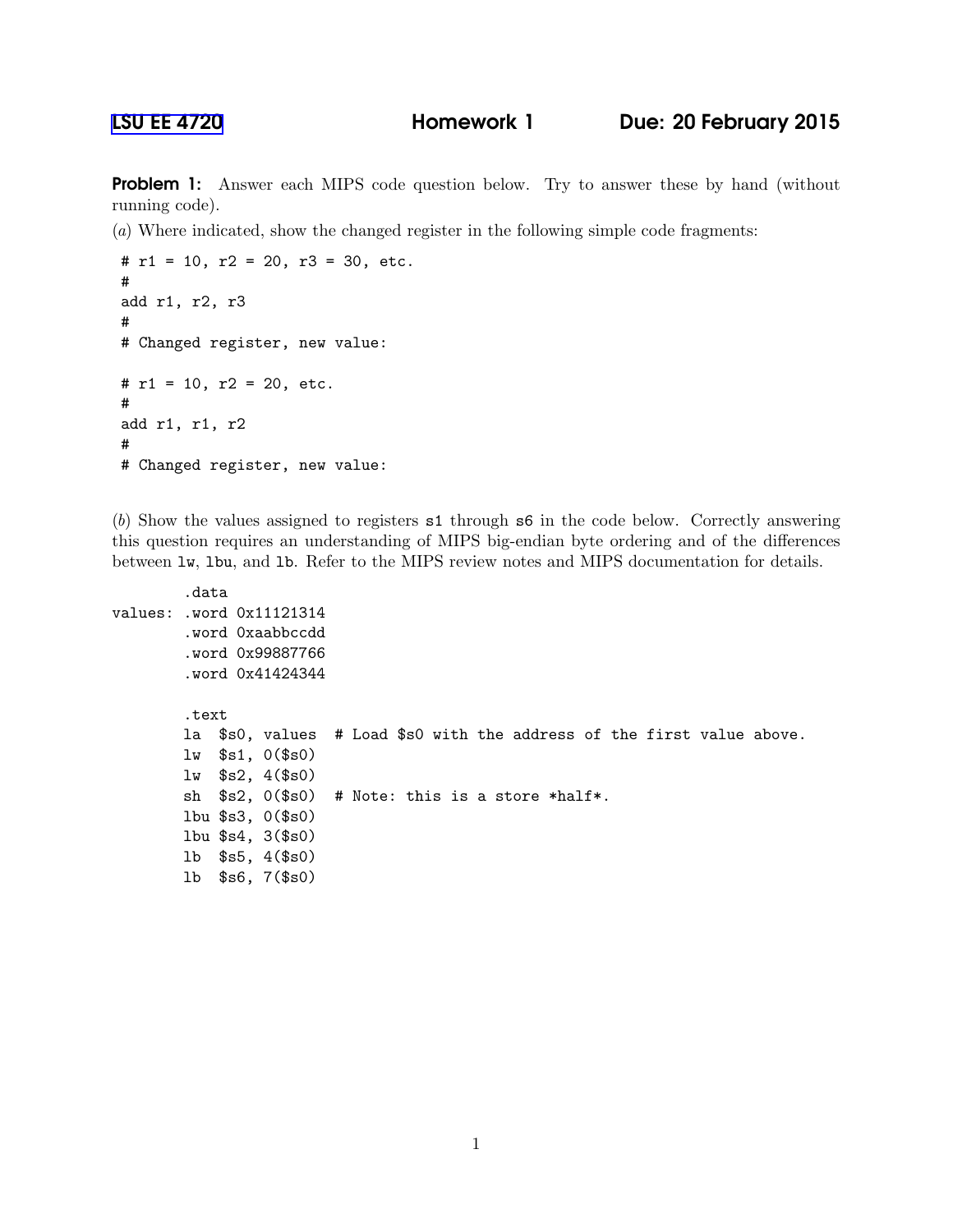# LSU EE 4720 Homework 1 Due: 20 February 2015

**Problem 1:** Answer each MIPS code question below. Try to answer these by hand (without running code).

(*a*) Where indicated, show the changed register in the following simple code fragments:

```
# r1 = 10, r2 = 20, r3 = 30, etc.
#
add r1, r2, r3
#
# Changed register, new value:

# r1 = 10, r2 = 20, etc.
#
add r1, r1, r2
#
# Changed register, new value:
```

(*b*) Show the values assigned to registers `s1` through `s6` in the code below. Correctly answering this question requires an understanding of MIPS big-endian byte ordering and of the differences between `lw`, `lbu`, and `lb`. Refer to the MIPS review notes and MIPS documentation for details.

```
        .data
values: .word 0x11121314
        .word 0xaabbccdd
        .word 0x99887766
        .word 0x41424344

        .text
        la  $s0, values  # Load $s0 with the address of the first value above.
        lw  $s1, 0($s0)
        lw  $s2, 4($s0)
        sh  $s2, 0($s0)  # Note: this is a store *half*.
        lbu $s3, 0($s0)
        lbu $s4, 3($s0)
        lb  $s5, 4($s0)
        lb  $s6, 7($s0)
```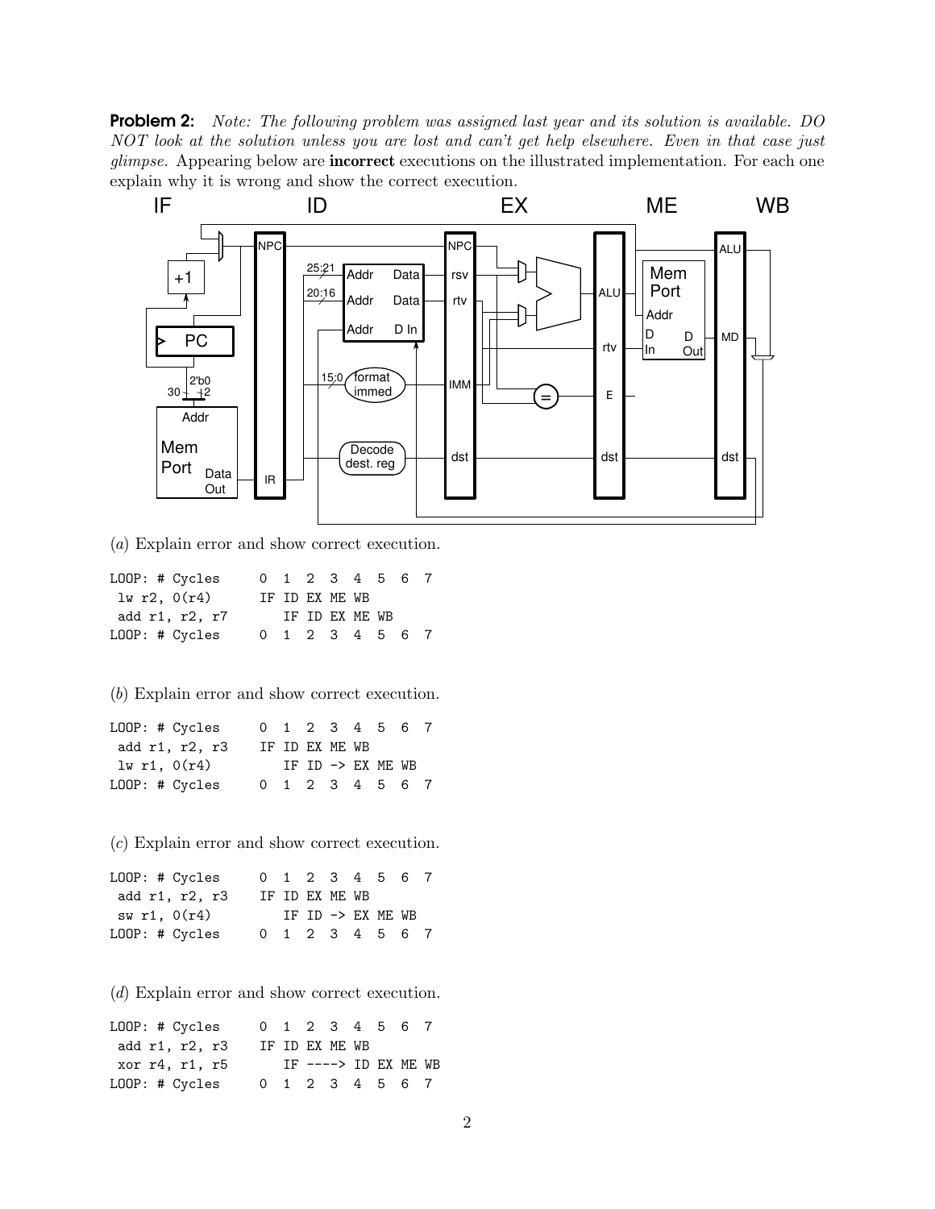**Problem 2:** *Note: The following problem was assigned last year and its solution is available. DO NOT look at the solution unless you are lost and can't get help elsewhere. Even in that case just glimpse.* Appearing below are **incorrect** executions on the illustrated implementation. For each one explain why it is wrong and show the correct execution.

(*a*) Explain error and show correct execution.

```
LOOP: # Cycles     0  1  2  3  4  5  6  7
 lw r2, 0(r4)      IF ID EX ME WB
 add r1, r2, r7       IF ID EX ME WB
LOOP: # Cycles     0  1  2  3  4  5  6  7
```

(*b*) Explain error and show correct execution.

```
LOOP: # Cycles     0  1  2  3  4  5  6  7
 add r1, r2, r3    IF ID EX ME WB
 lw r1, 0(r4)         IF ID -> EX ME WB
LOOP: # Cycles     0  1  2  3  4  5  6  7
```

(*c*) Explain error and show correct execution.

```
LOOP: # Cycles     0  1  2  3  4  5  6  7
 add r1, r2, r3    IF ID EX ME WB
 sw r1, 0(r4)         IF ID -> EX ME WB
LOOP: # Cycles     0  1  2  3  4  5  6  7
```

(*d*) Explain error and show correct execution.

```
LOOP: # Cycles     0  1  2  3  4  5  6  7
 add r1, r2, r3    IF ID EX ME WB
 xor r4, r1, r5       IF ----> ID EX ME WB
LOOP: # Cycles     0  1  2  3  4  5  6  7
```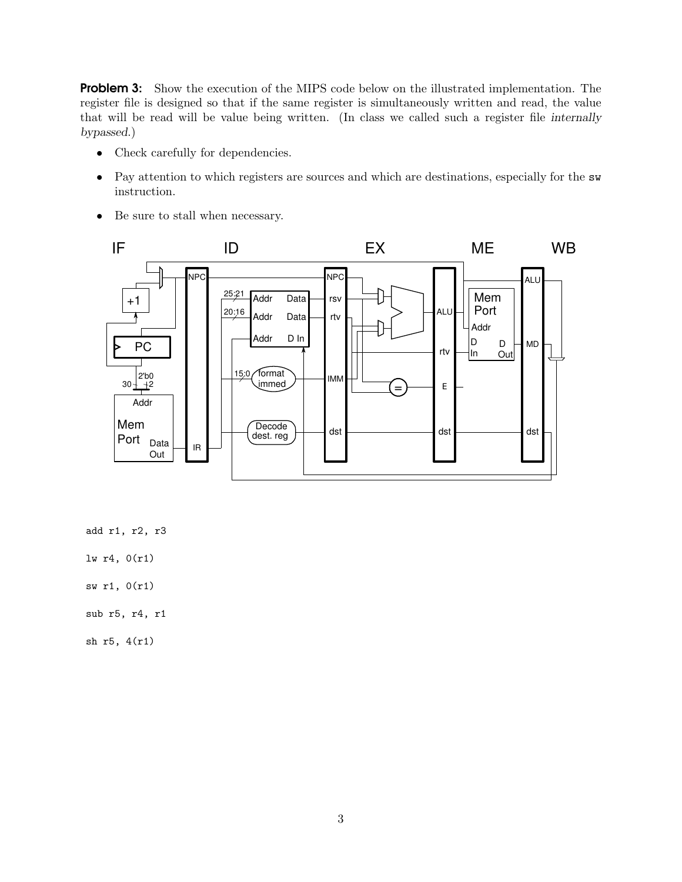**Problem 3:** Show the execution of the MIPS code below on the illustrated implementation. The register file is designed so that if the same register is simultaneously written and read, the value that will be read will be value being written. (In class we called such a register file *internally bypassed*.)

- Check carefully for dependencies.
- Pay attention to which registers are sources and which are destinations, especially for the `sw` instruction.
- Be sure to stall when necessary.

```
add r1, r2, r3

lw r4, 0(r1)

sw r1, 0(r1)

sub r5, r4, r1

sh r5, 4(r1)
```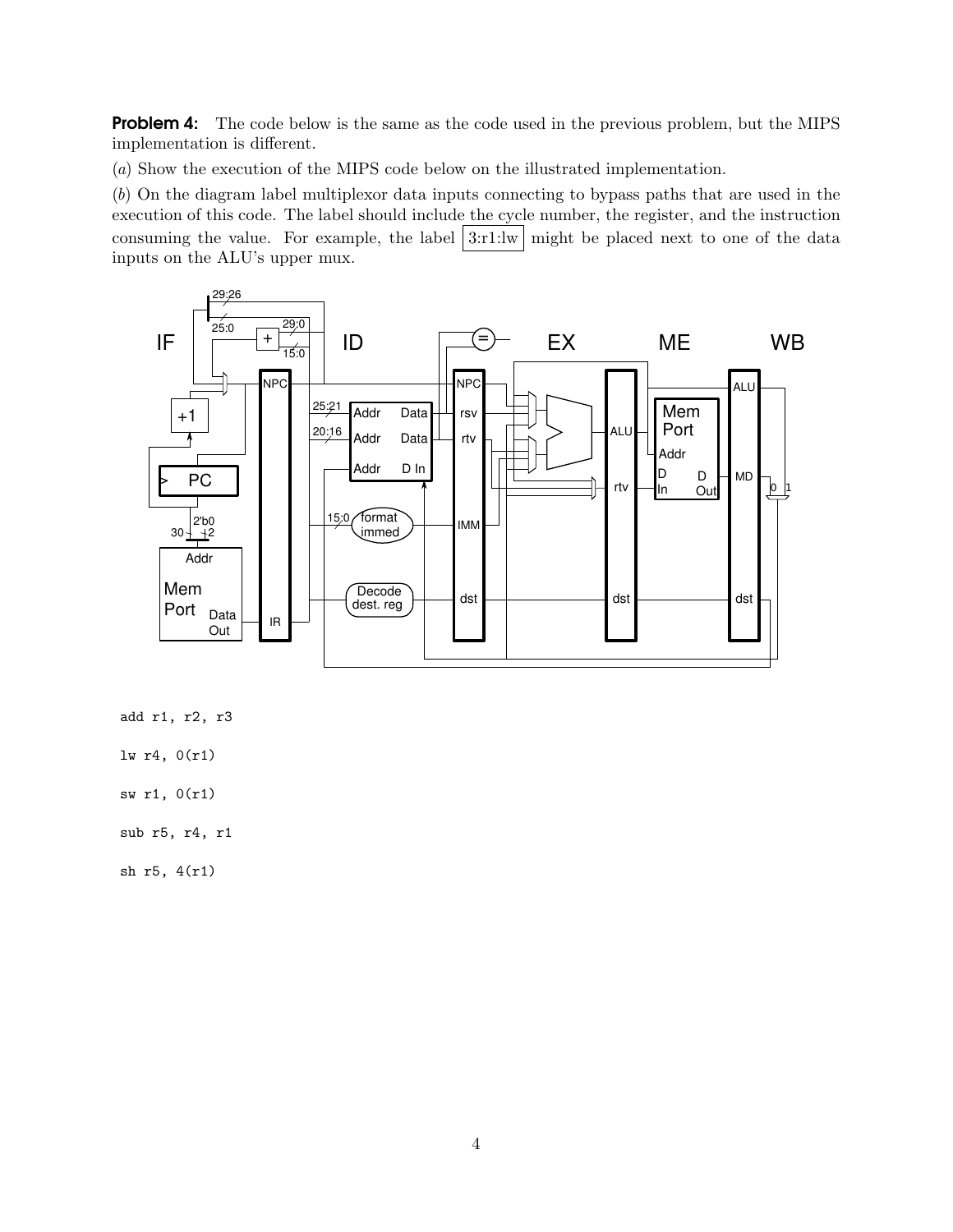**Problem 4:** The code below is the same as the code used in the previous problem, but the MIPS implementation is different.

(*a*) Show the execution of the MIPS code below on the illustrated implementation.

(*b*) On the diagram label multiplexor data inputs connecting to bypass paths that are used in the execution of this code. The label should include the cycle number, the register, and the instruction consuming the value. For example, the label 3:r1:lw might be placed next to one of the data inputs on the ALU's upper mux.

IF ID EX ME WB

29:26
25:0
29:0
15:0
NPC
+1
PC
2'b0
30
2
Addr
Mem Port
Data Out
IR
25:21
20:16
Addr Data
Addr Data
Addr D In
15:0
format immed
Decode dest. reg
NPC
rsv
rtv
IMM
dst
=
ALU
rtv
dst
Mem Port
Addr
D In
D Out
ALU
MD
dst
0 1

```
add r1, r2, r3

lw r4, 0(r1)

sw r1, 0(r1)

sub r5, r4, r1

sh r5, 4(r1)
```